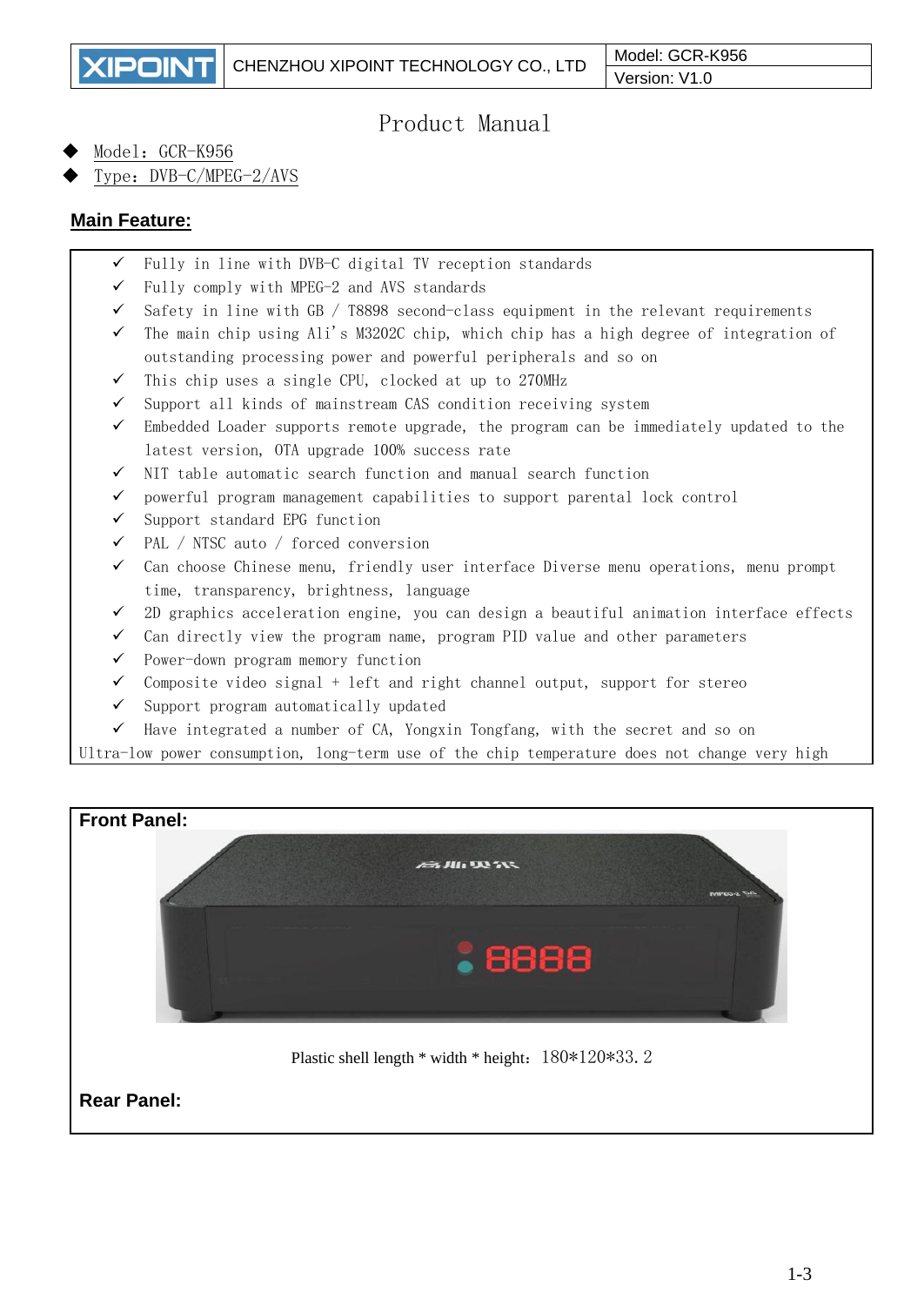| XIPOINT | CHENZHOU XIPOINT TECHNOLOGY CO., LTD | Model: GCR-K956<br>Version: V1.0 |
|---|---|---|

# Product Manual

- Model：GCR-K956
- Type：DVB-C/MPEG-2/AVS

## Main Feature:

- ✓ Fully in line with DVB-C digital TV reception standards
- ✓ Fully comply with MPEG-2 and AVS standards
- ✓ Safety in line with GB / T8898 second-class equipment in the relevant requirements
- ✓ The main chip using Ali's M3202C chip, which chip has a high degree of integration of outstanding processing power and powerful peripherals and so on
- ✓ This chip uses a single CPU, clocked at up to 270MHz
- ✓ Support all kinds of mainstream CAS condition receiving system
- ✓ Embedded Loader supports remote upgrade, the program can be immediately updated to the latest version, OTA upgrade 100% success rate
- ✓ NIT table automatic search function and manual search function
- ✓ powerful program management capabilities to support parental lock control
- ✓ Support standard EPG function
- ✓ PAL / NTSC auto / forced conversion
- ✓ Can choose Chinese menu, friendly user interface Diverse menu operations, menu prompt time, transparency, brightness, language
- ✓ 2D graphics acceleration engine, you can design a beautiful animation interface effects
- ✓ Can directly view the program name, program PID value and other parameters
- ✓ Power-down program memory function
- ✓ Composite video signal + left and right channel output, support for stereo
- ✓ Support program automatically updated
- ✓ Have integrated a number of CA, Yongxin Tongfang, with the secret and so on

Ultra-low power consumption, long-term use of the chip temperature does not change very high

## Front Panel:

Plastic shell length * width * height：180*120*33.2

## Rear Panel: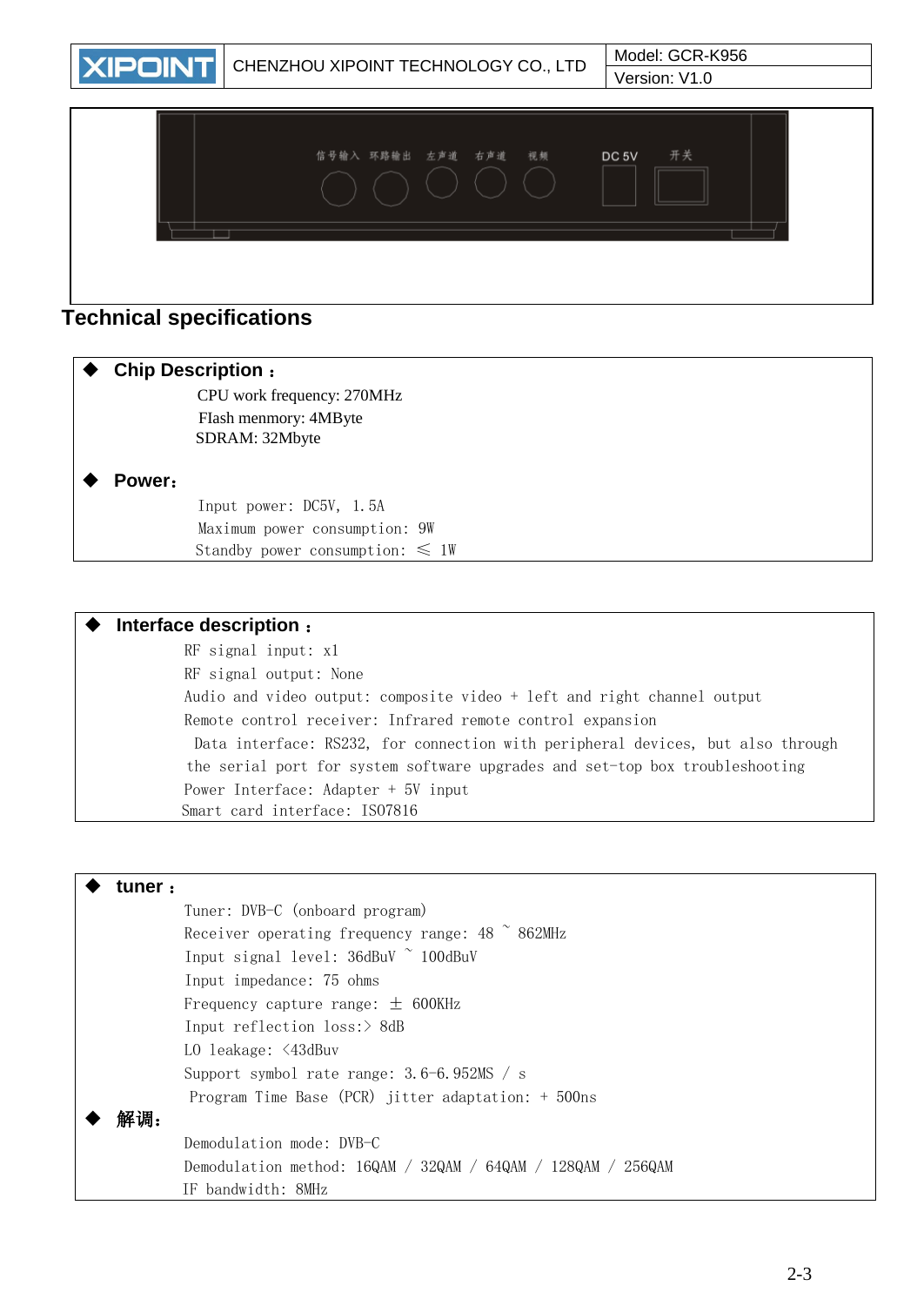## Technical specifications

- **Chip Description：**

  CPU work frequency: 270MHz
  Flash menmory: 4MByte
  SDRAM: 32Mbyte

- **Power：**

  Input power: DC5V, 1.5A
  Maximum power consumption: 9W
  Standby power consumption: ≤ 1W

- **Interface description：**

  RF signal input: x1
  RF signal output: None
  Audio and video output: composite video + left and right channel output
  Remote control receiver: Infrared remote control expansion
  Data interface: RS232, for connection with peripheral devices, but also through the serial port for system software upgrades and set-top box troubleshooting
  Power Interface: Adapter + 5V input
  Smart card interface: ISO7816

- **tuner：**

  Tuner: DVB-C (onboard program)
  Receiver operating frequency range: 48 ~ 862MHz
  Input signal level: 36dBuV ~ 100dBuV
  Input impedance: 75 ohms
  Frequency capture range: ± 600KHz
  Input reflection loss:> 8dB
  LO leakage: <43dBuv
  Support symbol rate range: 3.6-6.952MS / s
  Program Time Base (PCR) jitter adaptation: + 500ns

- **解调：**

  Demodulation mode: DVB-C
  Demodulation method: 16QAM / 32QAM / 64QAM / 128QAM / 256QAM
  IF bandwidth: 8MHz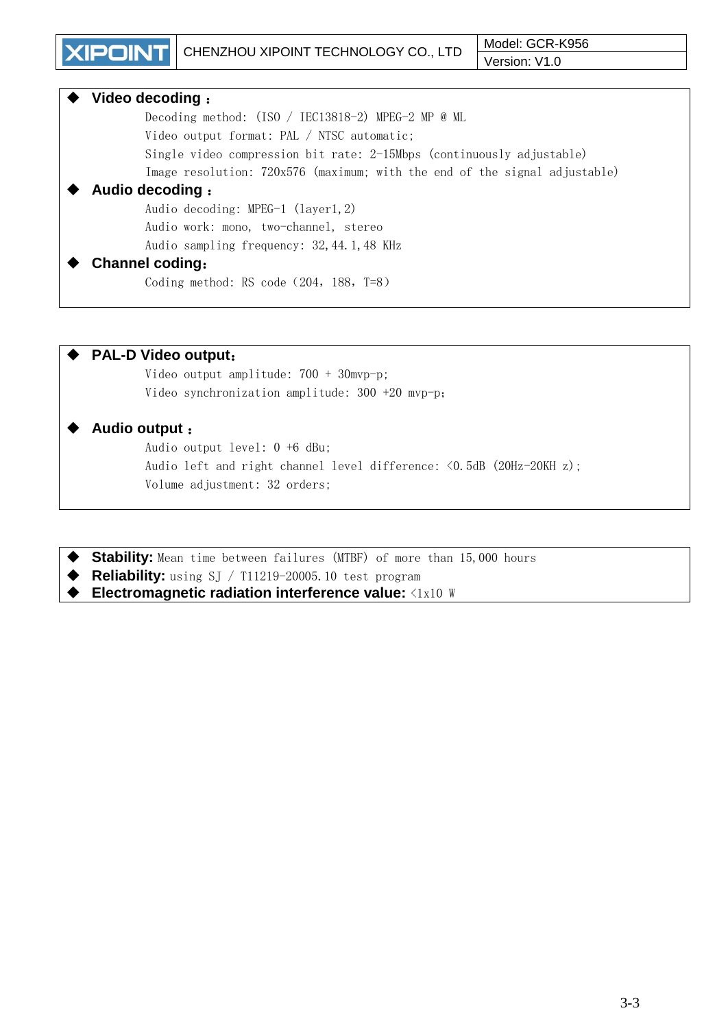- **Video decoding：**

  Decoding method: (ISO / IEC13818-2) MPEG-2 MP @ ML
  Video output format: PAL / NTSC automatic;
  Single video compression bit rate: 2-15Mbps (continuously adjustable)
  Image resolution: 720x576 (maximum; with the end of the signal adjustable)

- **Audio decoding：**

  Audio decoding: MPEG-1 (layer1,2)
  Audio work: mono, two-channel, stereo
  Audio sampling frequency: 32,44.1,48 KHz

- **Channel coding:**

  Coding method: RS code (204, 188, T=8)

- **PAL-D Video output:**

  Video output amplitude: 700 + 30mvp-p;
  Video synchronization amplitude: 300 +20 mvp-p;

- **Audio output：**

  Audio output level: 0 +6 dBu;
  Audio left and right channel level difference: <0.5dB (20Hz-20KH z);
  Volume adjustment: 32 orders;

- **Stability:** Mean time between failures (MTBF) of more than 15,000 hours
- **Reliability:** using SJ / T11219-20005.10 test program
- **Electromagnetic radiation interference value:** <1x10 W